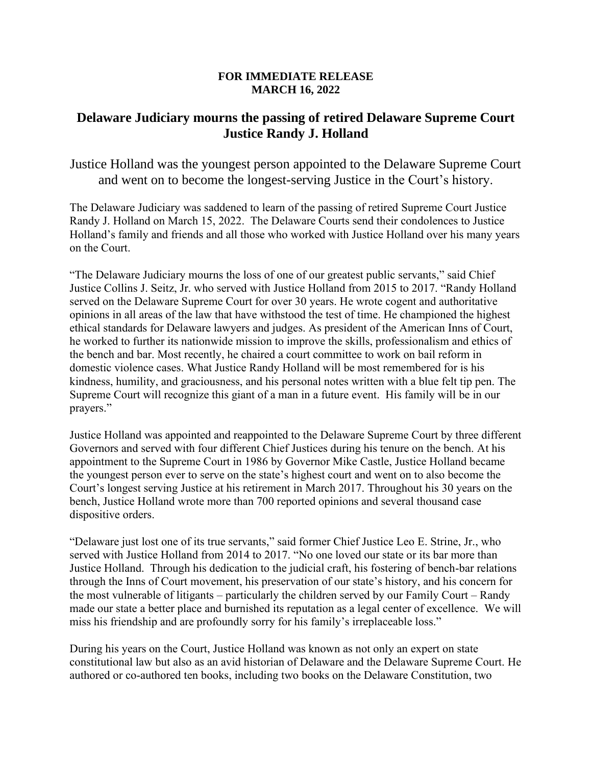**FOR IMMEDIATE RELEASE**
**MARCH 16, 2022**

# Delaware Judiciary mourns the passing of retired Delaware Supreme Court Justice Randy J. Holland

## Justice Holland was the youngest person appointed to the Delaware Supreme Court and went on to become the longest-serving Justice in the Court's history.

The Delaware Judiciary was saddened to learn of the passing of retired Supreme Court Justice Randy J. Holland on March 15, 2022. The Delaware Courts send their condolences to Justice Holland's family and friends and all those who worked with Justice Holland over his many years on the Court.

"The Delaware Judiciary mourns the loss of one of our greatest public servants," said Chief Justice Collins J. Seitz, Jr. who served with Justice Holland from 2015 to 2017. "Randy Holland served on the Delaware Supreme Court for over 30 years. He wrote cogent and authoritative opinions in all areas of the law that have withstood the test of time. He championed the highest ethical standards for Delaware lawyers and judges. As president of the American Inns of Court, he worked to further its nationwide mission to improve the skills, professionalism and ethics of the bench and bar. Most recently, he chaired a court committee to work on bail reform in domestic violence cases. What Justice Randy Holland will be most remembered for is his kindness, humility, and graciousness, and his personal notes written with a blue felt tip pen. The Supreme Court will recognize this giant of a man in a future event. His family will be in our prayers."

Justice Holland was appointed and reappointed to the Delaware Supreme Court by three different Governors and served with four different Chief Justices during his tenure on the bench. At his appointment to the Supreme Court in 1986 by Governor Mike Castle, Justice Holland became the youngest person ever to serve on the state's highest court and went on to also become the Court's longest serving Justice at his retirement in March 2017. Throughout his 30 years on the bench, Justice Holland wrote more than 700 reported opinions and several thousand case dispositive orders.

"Delaware just lost one of its true servants," said former Chief Justice Leo E. Strine, Jr., who served with Justice Holland from 2014 to 2017. "No one loved our state or its bar more than Justice Holland. Through his dedication to the judicial craft, his fostering of bench-bar relations through the Inns of Court movement, his preservation of our state's history, and his concern for the most vulnerable of litigants – particularly the children served by our Family Court – Randy made our state a better place and burnished its reputation as a legal center of excellence. We will miss his friendship and are profoundly sorry for his family's irreplaceable loss."

During his years on the Court, Justice Holland was known as not only an expert on state constitutional law but also as an avid historian of Delaware and the Delaware Supreme Court. He authored or co-authored ten books, including two books on the Delaware Constitution, two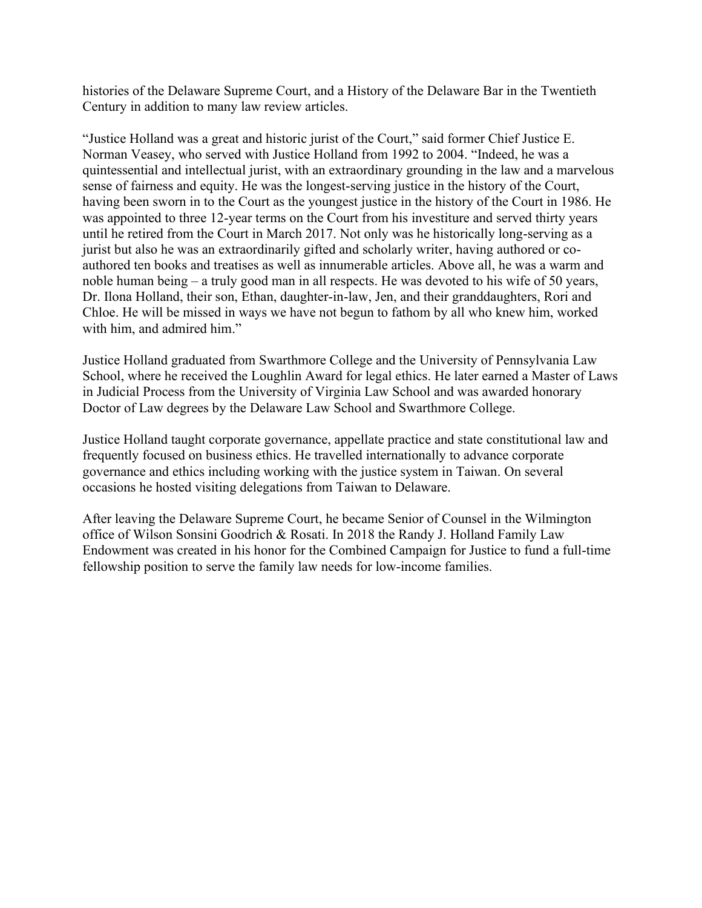histories of the Delaware Supreme Court, and a History of the Delaware Bar in the Twentieth Century in addition to many law review articles.

"Justice Holland was a great and historic jurist of the Court," said former Chief Justice E. Norman Veasey, who served with Justice Holland from 1992 to 2004. "Indeed, he was a quintessential and intellectual jurist, with an extraordinary grounding in the law and a marvelous sense of fairness and equity. He was the longest-serving justice in the history of the Court, having been sworn in to the Court as the youngest justice in the history of the Court in 1986. He was appointed to three 12-year terms on the Court from his investiture and served thirty years until he retired from the Court in March 2017. Not only was he historically long-serving as a jurist but also he was an extraordinarily gifted and scholarly writer, having authored or co-authored ten books and treatises as well as innumerable articles. Above all, he was a warm and noble human being – a truly good man in all respects. He was devoted to his wife of 50 years, Dr. Ilona Holland, their son, Ethan, daughter-in-law, Jen, and their granddaughters, Rori and Chloe. He will be missed in ways we have not begun to fathom by all who knew him, worked with him, and admired him."

Justice Holland graduated from Swarthmore College and the University of Pennsylvania Law School, where he received the Loughlin Award for legal ethics. He later earned a Master of Laws in Judicial Process from the University of Virginia Law School and was awarded honorary Doctor of Law degrees by the Delaware Law School and Swarthmore College.

Justice Holland taught corporate governance, appellate practice and state constitutional law and frequently focused on business ethics. He travelled internationally to advance corporate governance and ethics including working with the justice system in Taiwan. On several occasions he hosted visiting delegations from Taiwan to Delaware.

After leaving the Delaware Supreme Court, he became Senior of Counsel in the Wilmington office of Wilson Sonsini Goodrich & Rosati. In 2018 the Randy J. Holland Family Law Endowment was created in his honor for the Combined Campaign for Justice to fund a full-time fellowship position to serve the family law needs for low-income families.